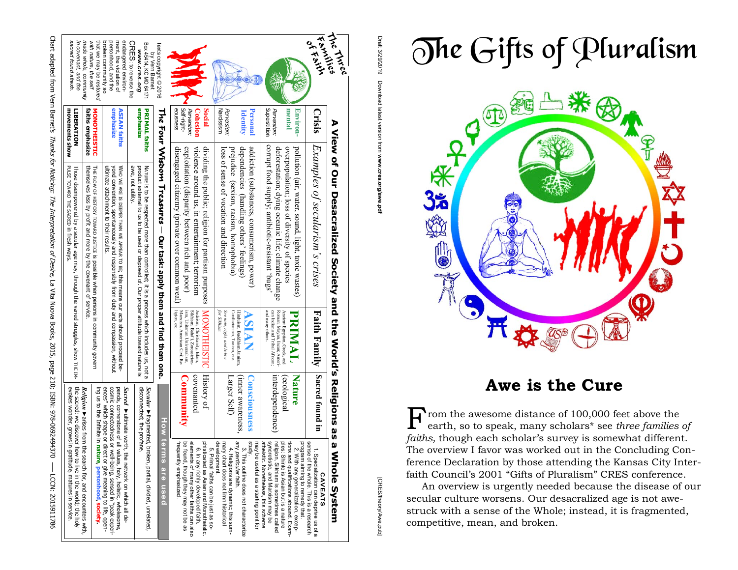# The Gifts of Pluralism

## Awe is the Cure

From the awesome distance of 100,000 feet above the earth, so to speak, many scholars* see *three families of faiths,* though each scholar's survey is somewhat different. The overview I favor was worked out in the Concluding Conference Declaration by those attending the Kansas City Interfaith Council's 2001 "Gifts of Pluralism" CRES conference.

An overview is urgently needed because the disease of our secular culture worsens. Our desacralized age is not awestruck with a sense of the Whole; instead, it is fragmented, competitive, mean, and broken.

Draft 3/29/2019 Download latest version from **www.cres.org/awe.pdf**

[CRES/theory/Awe.pub]

## The Three Families of Faith

### A View of Our Desacralized Society and the World's Religions as a Whole System

| Crisis | *Examples of secularism's crises* | Faith Family | Sacred found in |
|---|---|---|---|
| **Environmental** *Perversion:* Superstition | pollution (air, water, sound, light, toxic wastes) overpopulation; loss of diversity of species deforestation; dying oceanic life; climate change corrupt food supply; antibiotic-resistant 'bugs' | **PRIMAL** Ancient Egyptian, Greek, and Roman; Mayan, Incan; American Indian and Tribal African; and many others. | **Nature** (ecological interdependence) |
| **Personal Identity** *Perversion:* Narcissism | addiction (substances, consumerism, power) dependencies (handling others' feelings) prejudice (sexism, racism, homophobia) loss of sense of vocation and direction | **ASIAN** Hinduism, Buddhism, Jainism, Confucianism, Taoism, etc. *See note, right and below for Sikhism* | **Consciousness** (inner awareness, Larger Self) |
| **Social Cohesion** *Perversion:* Self-righteousness | dividing the public; religion for partisan purposes violence around us, in entertainment; terrorism exploitation (disparity between rich and poor) disengaged citizenry (private over common weal) | **MONOTHEISTIC** Judaism, Christianity, Islam, Sikhism, Bahá'í, Zoroastrianism, Unitarian Universalism, Marxism, American Civil Religion, etc. | History of covenanted **Community** |

### The Four Wisdom Treasures — Our task: apply them and find them one.

| | |
|---|---|
| **PRIMAL faiths emphasize** | NATURE IS TO BE respected more than controlled; it is a process which includes us, not a product external to us to be used or disposed of. Our proper attitude toward nature is awe, not utility. |
| **ASIAN faiths emphasize** | WHO WE ARE IS DEEPER THAN WE APPEAR TO BE; this means our acts should proceed beyond convention, spontaneously and responsibly from duty and compassion, without ultimate attachment to their results. |
| **MONOTHEISTIC faiths emphasize** | THE FLOW OF HISTORY TOWARD JUSTICE is possible when persons in community govern themselves less by profit and more by the covenant of service. |
| **LIBERATION movements show** | Those disempowered by a secular age may, through the varied struggles, show THE IMPULSE TOWARD THE SACRED in fresh ways. |

texts copyright © 2016 by Vern Barnet
Box 45414, KC MO 64171
*www.cres.org*

CRES: to reverse the endangered environment, the violation of personhood and the broken community so that we may be restored with nature, the self made whole, community in covenant, and the sacred found afresh.

### CAVEATS

1. Specialization can deprive us of a sense of the whole. This is a research program aiming to remedy that.
2. With any generalization, exceptions and qualifications abound. Examples: Shinto is Asian but is a nature religion; Sikhism is sometimes called syncretistic, and Marxism may be atheistic. Nonetheless, this scheme may be useful as a starting point for study.
3. This outline does not characterize any *particular* faith.
4. Religions are dynamic; this summary chart does not limit historical development.
5. Primal faiths can be just as sophisticated as Asian and Monotheistic.
6. In any richly developed faith, elements of many other faiths can also be found, though they may not be as frequently emphasized.

### How terms are used

*Secular* ▸fragmented, broken, partial, divided, unrelated, disconnected, the profane.

*Sacred* ▸ultimate worth, the network on which all depends, cornerstone of all values, holy, holistic, wholesome, cosmic connectedness or well-being, sensed in "peak experiences" which shape or direct or give meaning to life, opening us to the Infinite in **nature, personhood, society.**

*Religion* ▸arises from the search for, and encounters with, the sacred; we discover how to live in the world; the holy evokes wonder, grows in gratitude, matures in service.

Chart adapted from Vern Barnet's *Thanks for Noticing: The Interpretation of Desire*, La Vita Nuova Books, 2015, page 210; ISBN: 978-0692494370 — LCCN: 2015911786